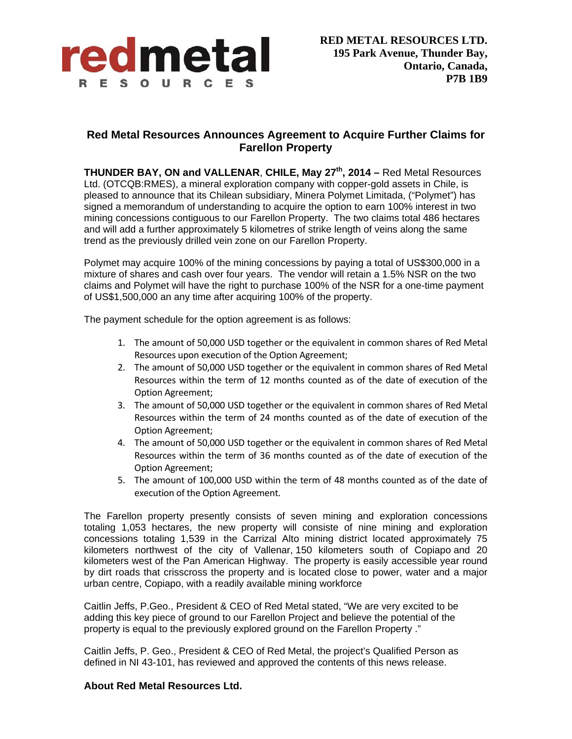**RED METAL RESOURCES LTD.**
**195 Park Avenue, Thunder Bay,**
**Ontario, Canada,**
**P7B 1B9**

## Red Metal Resources Announces Agreement to Acquire Further Claims for Farellon Property

**THUNDER BAY, ON and VALLENAR, CHILE, May 27th, 2014 –** Red Metal Resources Ltd. (OTCQB:RMES), a mineral exploration company with copper-gold assets in Chile, is pleased to announce that its Chilean subsidiary, Minera Polymet Limitada, ("Polymet") has signed a memorandum of understanding to acquire the option to earn 100% interest in two mining concessions contiguous to our Farellon Property. The two claims total 486 hectares and will add a further approximately 5 kilometres of strike length of veins along the same trend as the previously drilled vein zone on our Farellon Property.

Polymet may acquire 100% of the mining concessions by paying a total of US$300,000 in a mixture of shares and cash over four years. The vendor will retain a 1.5% NSR on the two claims and Polymet will have the right to purchase 100% of the NSR for a one-time payment of US$1,500,000 an any time after acquiring 100% of the property.

The payment schedule for the option agreement is as follows:

1. The amount of 50,000 USD together or the equivalent in common shares of Red Metal Resources upon execution of the Option Agreement;
2. The amount of 50,000 USD together or the equivalent in common shares of Red Metal Resources within the term of 12 months counted as of the date of execution of the Option Agreement;
3. The amount of 50,000 USD together or the equivalent in common shares of Red Metal Resources within the term of 24 months counted as of the date of execution of the Option Agreement;
4. The amount of 50,000 USD together or the equivalent in common shares of Red Metal Resources within the term of 36 months counted as of the date of execution of the Option Agreement;
5. The amount of 100,000 USD within the term of 48 months counted as of the date of execution of the Option Agreement.

The Farellon property presently consists of seven mining and exploration concessions totaling 1,053 hectares, the new property will consiste of nine mining and exploration concessions totaling 1,539 in the Carrizal Alto mining district located approximately 75 kilometers northwest of the city of Vallenar, 150 kilometers south of Copiapo and 20 kilometers west of the Pan American Highway. The property is easily accessible year round by dirt roads that crisscross the property and is located close to power, water and a major urban centre, Copiapo, with a readily available mining workforce

Caitlin Jeffs, P.Geo., President & CEO of Red Metal stated, "We are very excited to be adding this key piece of ground to our Farellon Project and believe the potential of the property is equal to the previously explored ground on the Farellon Property ."

Caitlin Jeffs, P. Geo., President & CEO of Red Metal, the project's Qualified Person as defined in NI 43-101, has reviewed and approved the contents of this news release.

### About Red Metal Resources Ltd.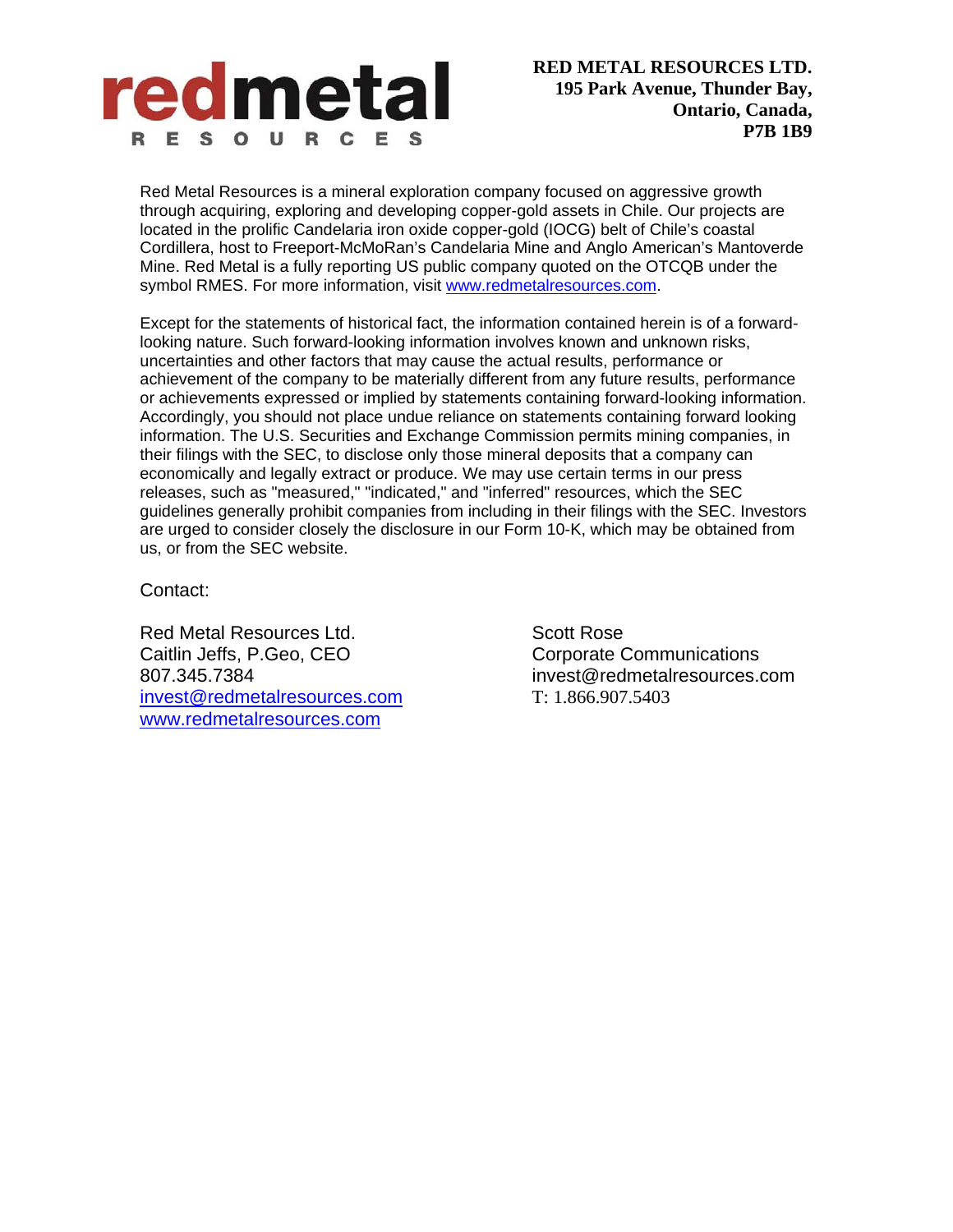**RED METAL RESOURCES LTD.**
**195 Park Avenue, Thunder Bay,**
**Ontario, Canada,**
**P7B 1B9**

Red Metal Resources is a mineral exploration company focused on aggressive growth through acquiring, exploring and developing copper-gold assets in Chile. Our projects are located in the prolific Candelaria iron oxide copper-gold (IOCG) belt of Chile's coastal Cordillera, host to Freeport-McMoRan's Candelaria Mine and Anglo American's Mantoverde Mine. Red Metal is a fully reporting US public company quoted on the OTCQB under the symbol RMES. For more information, visit www.redmetalresources.com.

Except for the statements of historical fact, the information contained herein is of a forward-looking nature. Such forward-looking information involves known and unknown risks, uncertainties and other factors that may cause the actual results, performance or achievement of the company to be materially different from any future results, performance or achievements expressed or implied by statements containing forward-looking information. Accordingly, you should not place undue reliance on statements containing forward looking information. The U.S. Securities and Exchange Commission permits mining companies, in their filings with the SEC, to disclose only those mineral deposits that a company can economically and legally extract or produce. We may use certain terms in our press releases, such as "measured," "indicated," and "inferred" resources, which the SEC guidelines generally prohibit companies from including in their filings with the SEC. Investors are urged to consider closely the disclosure in our Form 10-K, which may be obtained from us, or from the SEC website.

Contact:

Red Metal Resources Ltd.
Caitlin Jeffs, P.Geo, CEO
807.345.7384
invest@redmetalresources.com
www.redmetalresources.com

Scott Rose
Corporate Communications
invest@redmetalresources.com
T: 1.866.907.5403